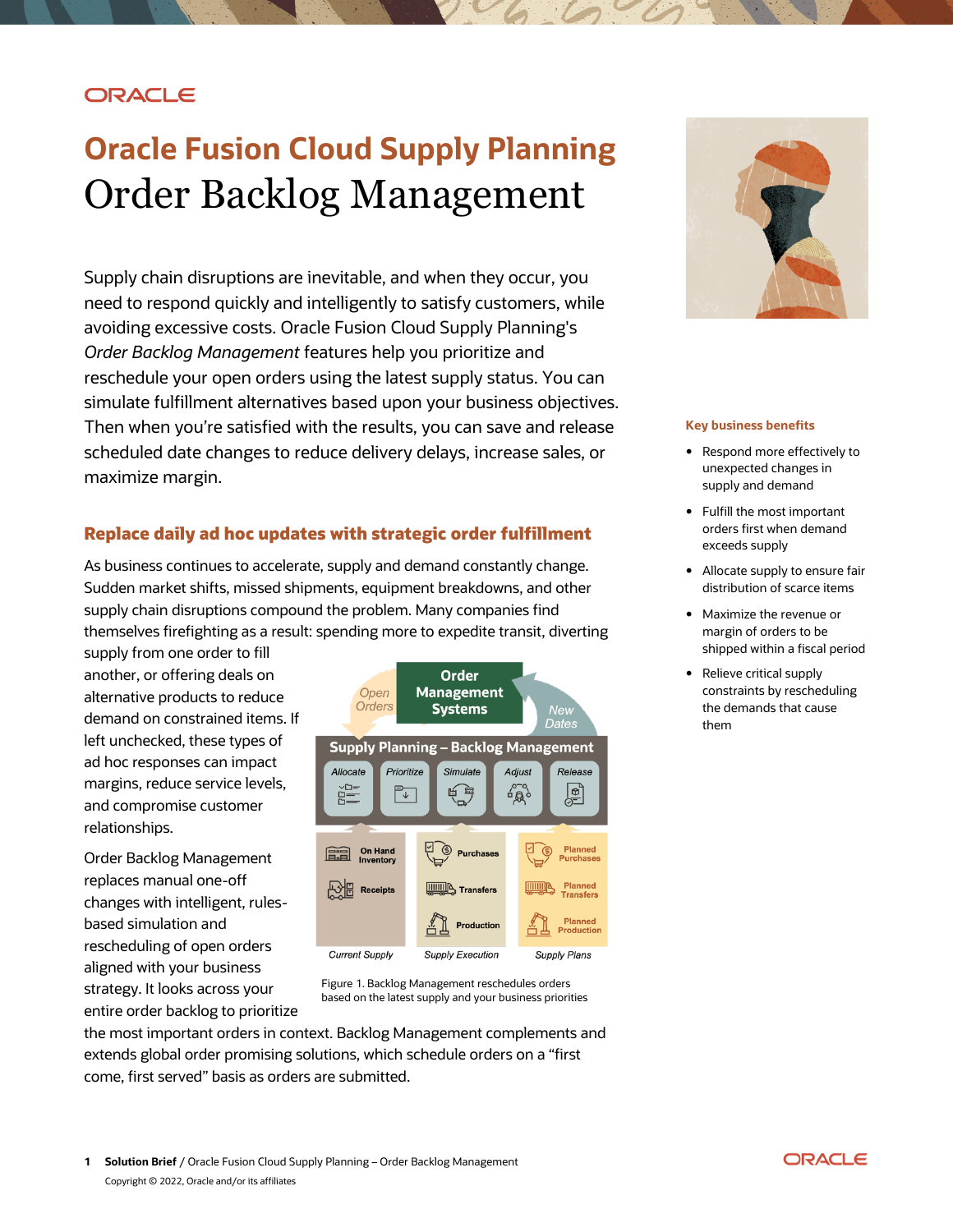# Oracle Fusion Cloud Supply Planning

# Order Backlog Management

Supply chain disruptions are inevitable, and when they occur, you need to respond quickly and intelligently to satisfy customers, while avoiding excessive costs. Oracle Fusion Cloud Supply Planning's *Order Backlog Management* features help you prioritize and reschedule your open orders using the latest supply status. You can simulate fulfillment alternatives based upon your business objectives. Then when you're satisfied with the results, you can save and release scheduled date changes to reduce delivery delays, increase sales, or maximize margin.

## Replace daily ad hoc updates with strategic order fulfillment

As business continues to accelerate, supply and demand constantly change. Sudden market shifts, missed shipments, equipment breakdowns, and other supply chain disruptions compound the problem. Many companies find themselves firefighting as a result: spending more to expedite transit, diverting supply from one order to fill another, or offering deals on alternative products to reduce demand on constrained items. If left unchecked, these types of ad hoc responses can impact margins, reduce service levels, and compromise customer relationships.

Order Backlog Management replaces manual one-off changes with intelligent, rules-based simulation and rescheduling of open orders aligned with your business strategy. It looks across your entire order backlog to prioritize the most important orders in context. Backlog Management complements and extends global order promising solutions, which schedule orders on a "first come, first served" basis as orders are submitted.

Figure 1. Backlog Management reschedules orders based on the latest supply and your business priorities

### Key business benefits

- Respond more effectively to unexpected changes in supply and demand
- Fulfill the most important orders first when demand exceeds supply
- Allocate supply to ensure fair distribution of scarce items
- Maximize the revenue or margin of orders to be shipped within a fiscal period
- Relieve critical supply constraints by rescheduling the demands that cause them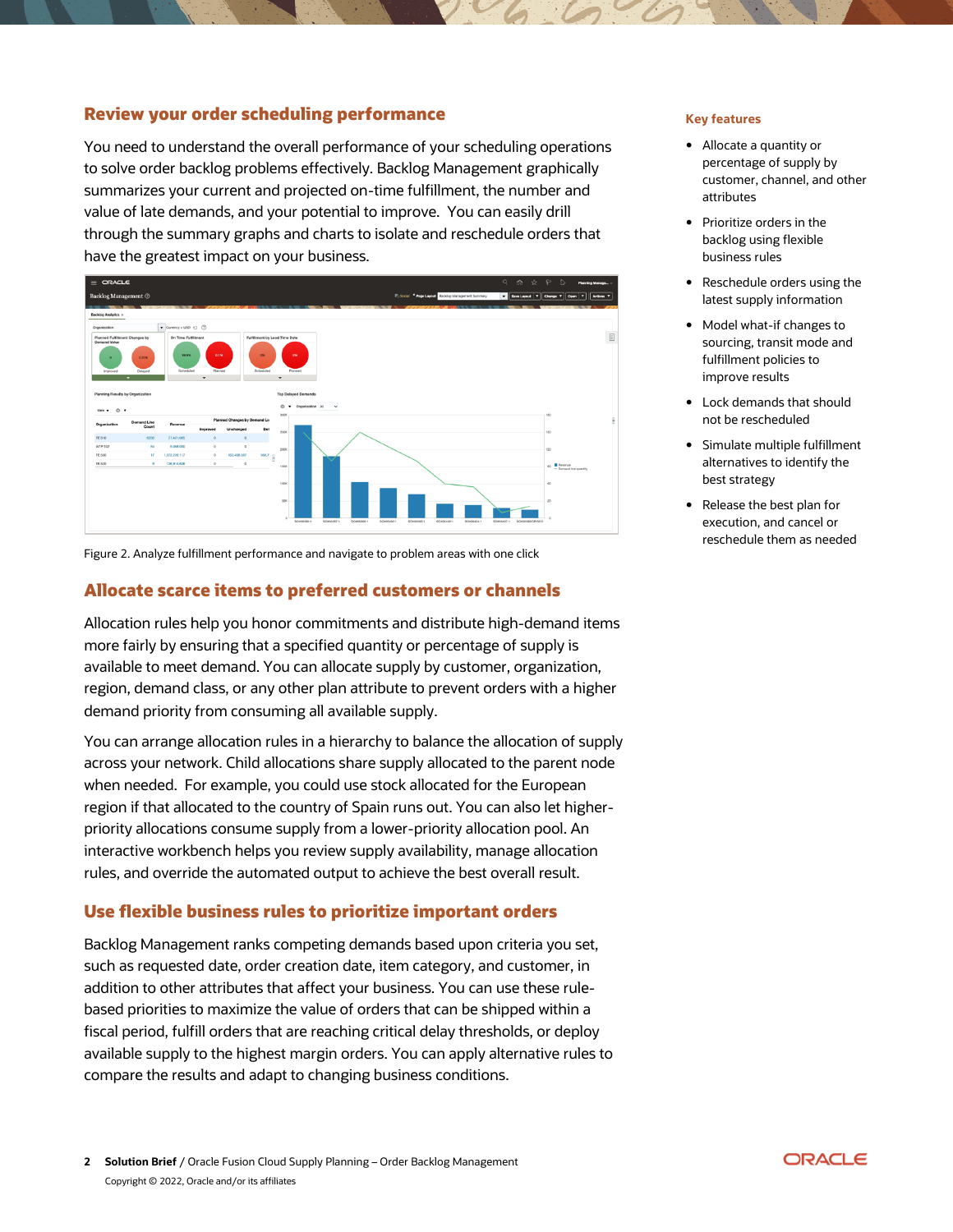## Review your order scheduling performance

You need to understand the overall performance of your scheduling operations to solve order backlog problems effectively. Backlog Management graphically summarizes your current and projected on-time fulfillment, the number and value of late demands, and your potential to improve. You can easily drill through the summary graphs and charts to isolate and reschedule orders that have the greatest impact on your business.

Figure 2. Analyze fulfillment performance and navigate to problem areas with one click

## Allocate scarce items to preferred customers or channels

Allocation rules help you honor commitments and distribute high-demand items more fairly by ensuring that a specified quantity or percentage of supply is available to meet demand. You can allocate supply by customer, organization, region, demand class, or any other plan attribute to prevent orders with a higher demand priority from consuming all available supply.

You can arrange allocation rules in a hierarchy to balance the allocation of supply across your network. Child allocations share supply allocated to the parent node when needed. For example, you could use stock allocated for the European region if that allocated to the country of Spain runs out. You can also let higher-priority allocations consume supply from a lower-priority allocation pool. An interactive workbench helps you review supply availability, manage allocation rules, and override the automated output to achieve the best overall result.

## Use flexible business rules to prioritize important orders

Backlog Management ranks competing demands based upon criteria you set, such as requested date, order creation date, item category, and customer, in addition to other attributes that affect your business. You can use these rule-based priorities to maximize the value of orders that can be shipped within a fiscal period, fulfill orders that are reaching critical delay thresholds, or deploy available supply to the highest margin orders. You can apply alternative rules to compare the results and adapt to changing business conditions.

### Key features

- Allocate a quantity or percentage of supply by customer, channel, and other attributes
- Prioritize orders in the backlog using flexible business rules
- Reschedule orders using the latest supply information
- Model what-if changes to sourcing, transit mode and fulfillment policies to improve results
- Lock demands that should not be rescheduled
- Simulate multiple fulfillment alternatives to identify the best strategy
- Release the best plan for execution, and cancel or reschedule them as needed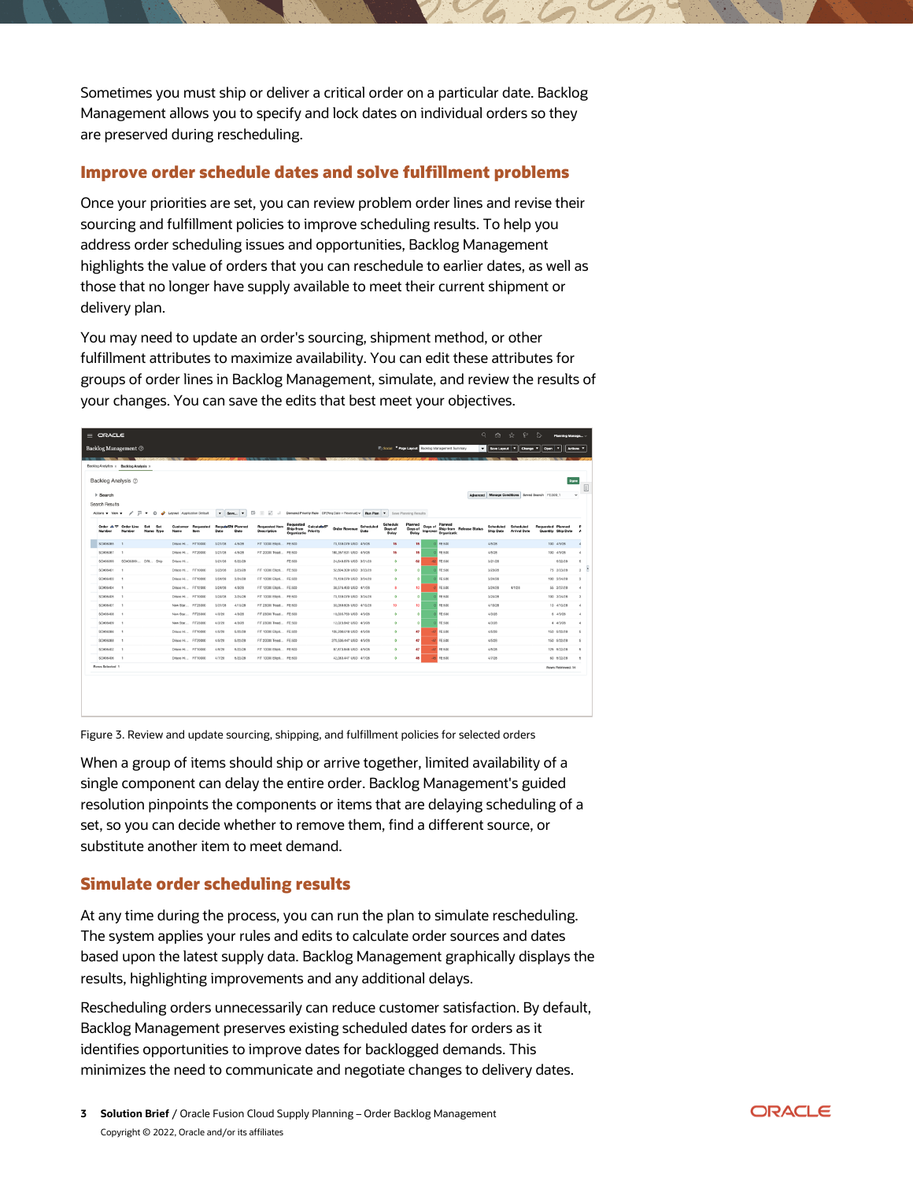Sometimes you must ship or deliver a critical order on a particular date. Backlog Management allows you to specify and lock dates on individual orders so they are preserved during rescheduling.

## Improve order schedule dates and solve fulfillment problems

Once your priorities are set, you can review problem order lines and revise their sourcing and fulfillment policies to improve scheduling results. To help you address order scheduling issues and opportunities, Backlog Management highlights the value of orders that you can reschedule to earlier dates, as well as those that no longer have supply available to meet their current shipment or delivery plan.

You may need to update an order's sourcing, shipment method, or other fulfillment attributes to maximize availability. You can edit these attributes for groups of order lines in Backlog Management, simulate, and review the results of your changes. You can save the edits that best meet your objectives.

Figure 3. Review and update sourcing, shipping, and fulfillment policies for selected orders

When a group of items should ship or arrive together, limited availability of a single component can delay the entire order. Backlog Management's guided resolution pinpoints the components or items that are delaying scheduling of a set, so you can decide whether to remove them, find a different source, or substitute another item to meet demand.

## Simulate order scheduling results

At any time during the process, you can run the plan to simulate rescheduling. The system applies your rules and edits to calculate order sources and dates based upon the latest supply data. Backlog Management graphically displays the results, highlighting improvements and any additional delays.

Rescheduling orders unnecessarily can reduce customer satisfaction. By default, Backlog Management preserves existing scheduled dates for orders as it identifies opportunities to improve dates for backlogged demands. This minimizes the need to communicate and negotiate changes to delivery dates.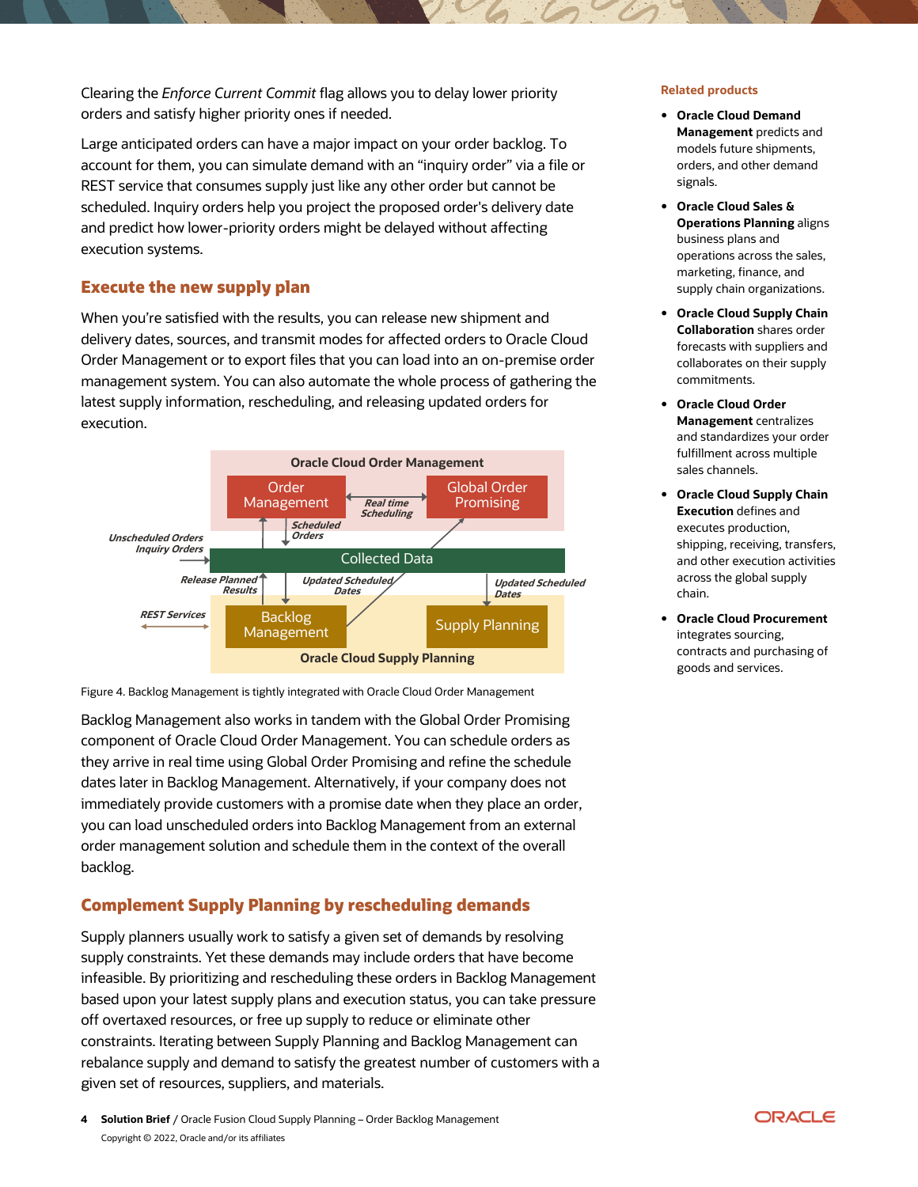Clearing the *Enforce Current Commit* flag allows you to delay lower priority orders and satisfy higher priority ones if needed.

Large anticipated orders can have a major impact on your order backlog. To account for them, you can simulate demand with an "inquiry order" via a file or REST service that consumes supply just like any other order but cannot be scheduled. Inquiry orders help you project the proposed order's delivery date and predict how lower-priority orders might be delayed without affecting execution systems.

## Execute the new supply plan

When you're satisfied with the results, you can release new shipment and delivery dates, sources, and transmit modes for affected orders to Oracle Cloud Order Management or to export files that you can load into an on-premise order management system. You can also automate the whole process of gathering the latest supply information, rescheduling, and releasing updated orders for execution.

Figure 4. Backlog Management is tightly integrated with Oracle Cloud Order Management

Backlog Management also works in tandem with the Global Order Promising component of Oracle Cloud Order Management. You can schedule orders as they arrive in real time using Global Order Promising and refine the schedule dates later in Backlog Management. Alternatively, if your company does not immediately provide customers with a promise date when they place an order, you can load unscheduled orders into Backlog Management from an external order management solution and schedule them in the context of the overall backlog.

## Complement Supply Planning by rescheduling demands

Supply planners usually work to satisfy a given set of demands by resolving supply constraints. Yet these demands may include orders that have become infeasible. By prioritizing and rescheduling these orders in Backlog Management based upon your latest supply plans and execution status, you can take pressure off overtaxed resources, or free up supply to reduce or eliminate other constraints. Iterating between Supply Planning and Backlog Management can rebalance supply and demand to satisfy the greatest number of customers with a given set of resources, suppliers, and materials.

### Related products

- **Oracle Cloud Demand Management** predicts and models future shipments, orders, and other demand signals.
- **Oracle Cloud Sales & Operations Planning** aligns business plans and operations across the sales, marketing, finance, and supply chain organizations.
- **Oracle Cloud Supply Chain Collaboration** shares order forecasts with suppliers and collaborates on their supply commitments.
- **Oracle Cloud Order Management** centralizes and standardizes your order fulfillment across multiple sales channels.
- **Oracle Cloud Supply Chain Execution** defines and executes production, shipping, receiving, transfers, and other execution activities across the global supply chain.
- **Oracle Cloud Procurement** integrates sourcing, contracts and purchasing of goods and services.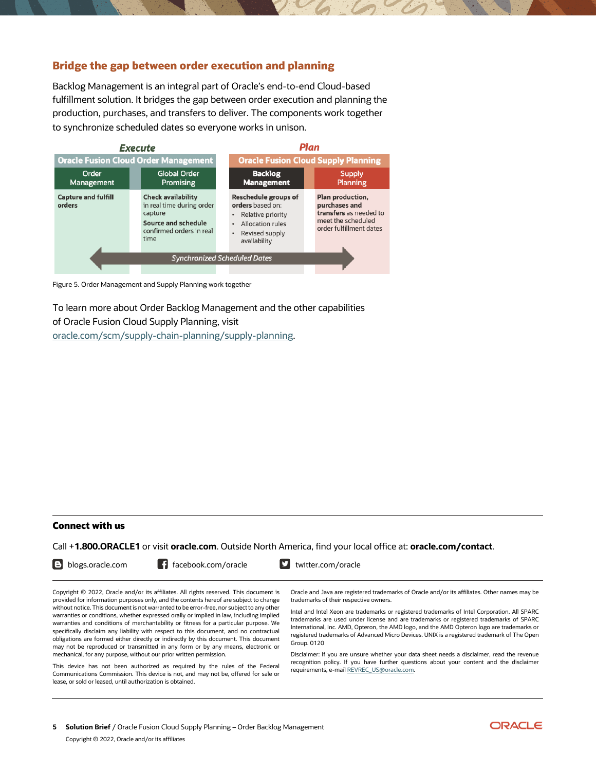## Bridge the gap between order execution and planning

Backlog Management is an integral part of Oracle's end-to-end Cloud-based fulfillment solution. It bridges the gap between order execution and planning the production, purchases, and transfers to deliver. The components work together to synchronize scheduled dates so everyone works in unison.

| Execute | | Plan | |
|---|---|---|---|
| Oracle Fusion Cloud Order Management | | Oracle Fusion Cloud Supply Planning | |
| Order Management | Global Order Promising | Backlog Management | Supply Planning |
| **Capture and fulfill orders** | **Check availability** in real time during order capture<br>**Source and schedule** confirmed orders in real time | **Reschedule groups of orders** based on:<br>• Relative priority<br>• Allocation rules<br>• Revised supply availability | **Plan production, purchases and transfers** as needed to meet the scheduled order fulfillment dates |

*Synchronized Scheduled Dates*

Figure 5. Order Management and Supply Planning work together

To learn more about Order Backlog Management and the other capabilities of Oracle Fusion Cloud Supply Planning, visit [oracle.com/scm/supply-chain-planning/supply-planning](oracle.com/scm/supply-chain-planning/supply-planning).

### Connect with us

Call +**1.800.ORACLE1** or visit **oracle.com**. Outside North America, find your local office at: **oracle.com/contact**.

blogs.oracle.com    facebook.com/oracle    twitter.com/oracle

Copyright © 2022, Oracle and/or its affiliates. All rights reserved. This document is provided for information purposes only, and the contents hereof are subject to change without notice. This document is not warranted to be error-free, nor subject to any other warranties or conditions, whether expressed orally or implied in law, including implied warranties and conditions of merchantability or fitness for a particular purpose. We specifically disclaim any liability with respect to this document, and no contractual obligations are formed either directly or indirectly by this document. This document may not be reproduced or transmitted in any form or by any means, electronic or mechanical, for any purpose, without our prior written permission.

This device has not been authorized as required by the rules of the Federal Communications Commission. This device is not, and may not be, offered for sale or lease, or sold or leased, until authorization is obtained.

Oracle and Java are registered trademarks of Oracle and/or its affiliates. Other names may be trademarks of their respective owners.

Intel and Intel Xeon are trademarks or registered trademarks of Intel Corporation. All SPARC trademarks are used under license and are trademarks or registered trademarks of SPARC International, Inc. AMD, Opteron, the AMD logo, and the AMD Opteron logo are trademarks or registered trademarks of Advanced Micro Devices. UNIX is a registered trademark of The Open Group. 0120

Disclaimer: If you are unsure whether your data sheet needs a disclaimer, read the revenue recognition policy. If you have further questions about your content and the disclaimer requirements, e-mail [REVREC_US@oracle.com](mailto:REVREC_US@oracle.com).